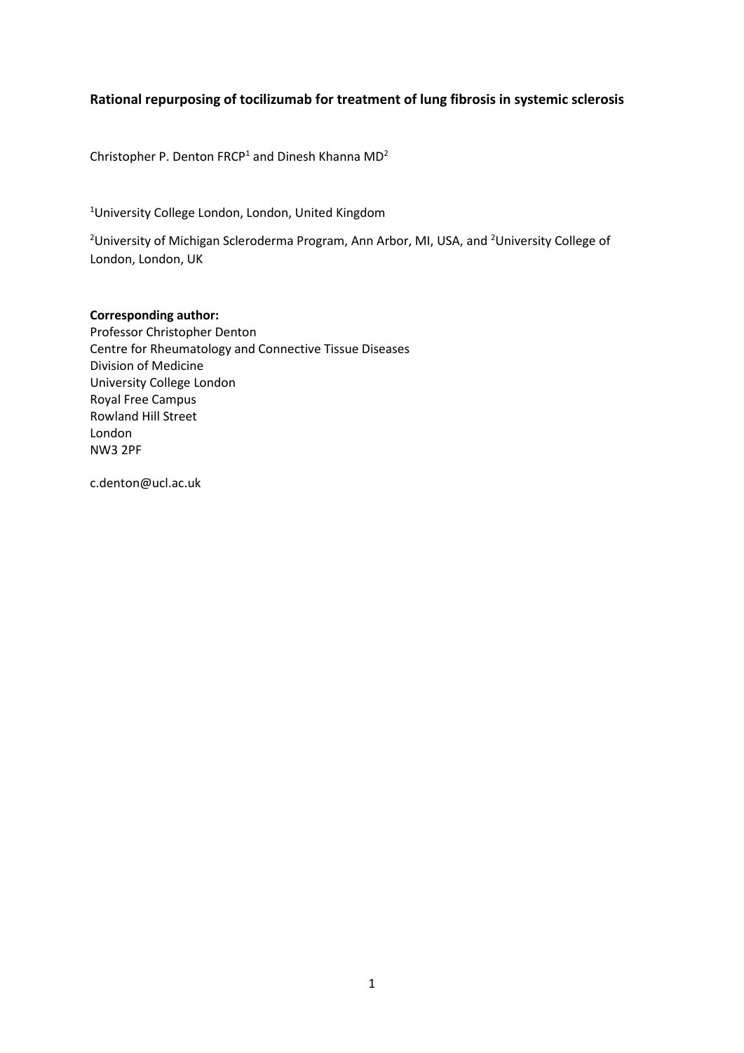# Rational repurposing of tocilizumab for treatment of lung fibrosis in systemic sclerosis

Christopher P. Denton FRCP[1] and Dinesh Khanna MD[2]

[1]University College London, London, United Kingdom

[2]University of Michigan Scleroderma Program, Ann Arbor, MI, USA, and [2]University College of London, London, UK

**Corresponding author:**
Professor Christopher Denton
Centre for Rheumatology and Connective Tissue Diseases
Division of Medicine
University College London
Royal Free Campus
Rowland Hill Street
London
NW3 2PF

c.denton@ucl.ac.uk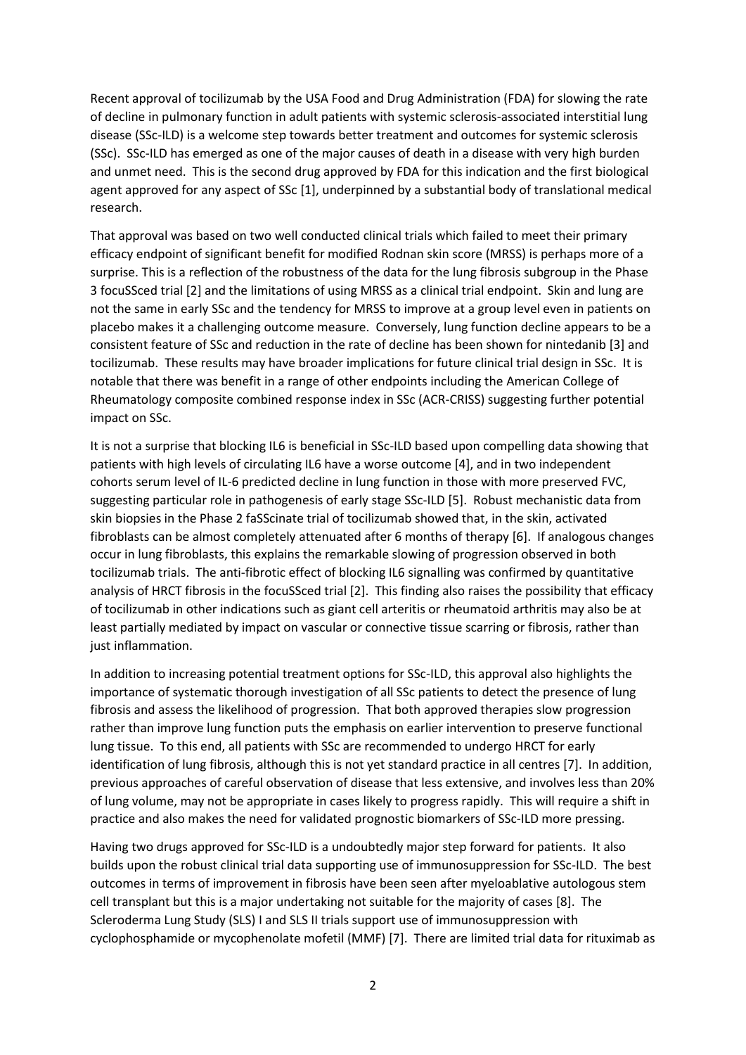Recent approval of tocilizumab by the USA Food and Drug Administration (FDA) for slowing the rate of decline in pulmonary function in adult patients with systemic sclerosis-associated interstitial lung disease (SSc-ILD) is a welcome step towards better treatment and outcomes for systemic sclerosis (SSc). SSc-ILD has emerged as one of the major causes of death in a disease with very high burden and unmet need. This is the second drug approved by FDA for this indication and the first biological agent approved for any aspect of SSc [1], underpinned by a substantial body of translational medical research.

That approval was based on two well conducted clinical trials which failed to meet their primary efficacy endpoint of significant benefit for modified Rodnan skin score (MRSS) is perhaps more of a surprise. This is a reflection of the robustness of the data for the lung fibrosis subgroup in the Phase 3 focuSSced trial [2] and the limitations of using MRSS as a clinical trial endpoint. Skin and lung are not the same in early SSc and the tendency for MRSS to improve at a group level even in patients on placebo makes it a challenging outcome measure. Conversely, lung function decline appears to be a consistent feature of SSc and reduction in the rate of decline has been shown for nintedanib [3] and tocilizumab. These results may have broader implications for future clinical trial design in SSc. It is notable that there was benefit in a range of other endpoints including the American College of Rheumatology composite combined response index in SSc (ACR-CRISS) suggesting further potential impact on SSc.

It is not a surprise that blocking IL6 is beneficial in SSc-ILD based upon compelling data showing that patients with high levels of circulating IL6 have a worse outcome [4], and in two independent cohorts serum level of IL-6 predicted decline in lung function in those with more preserved FVC, suggesting particular role in pathogenesis of early stage SSc-ILD [5]. Robust mechanistic data from skin biopsies in the Phase 2 faSScinate trial of tocilizumab showed that, in the skin, activated fibroblasts can be almost completely attenuated after 6 months of therapy [6]. If analogous changes occur in lung fibroblasts, this explains the remarkable slowing of progression observed in both tocilizumab trials. The anti-fibrotic effect of blocking IL6 signalling was confirmed by quantitative analysis of HRCT fibrosis in the focuSSced trial [2]. This finding also raises the possibility that efficacy of tocilizumab in other indications such as giant cell arteritis or rheumatoid arthritis may also be at least partially mediated by impact on vascular or connective tissue scarring or fibrosis, rather than just inflammation.

In addition to increasing potential treatment options for SSc-ILD, this approval also highlights the importance of systematic thorough investigation of all SSc patients to detect the presence of lung fibrosis and assess the likelihood of progression. That both approved therapies slow progression rather than improve lung function puts the emphasis on earlier intervention to preserve functional lung tissue. To this end, all patients with SSc are recommended to undergo HRCT for early identification of lung fibrosis, although this is not yet standard practice in all centres [7]. In addition, previous approaches of careful observation of disease that less extensive, and involves less than 20% of lung volume, may not be appropriate in cases likely to progress rapidly. This will require a shift in practice and also makes the need for validated prognostic biomarkers of SSc-ILD more pressing.

Having two drugs approved for SSc-ILD is a undoubtedly major step forward for patients. It also builds upon the robust clinical trial data supporting use of immunosuppression for SSc-ILD. The best outcomes in terms of improvement in fibrosis have been seen after myeloablative autologous stem cell transplant but this is a major undertaking not suitable for the majority of cases [8]. The Scleroderma Lung Study (SLS) I and SLS II trials support use of immunosuppression with cyclophosphamide or mycophenolate mofetil (MMF) [7]. There are limited trial data for rituximab as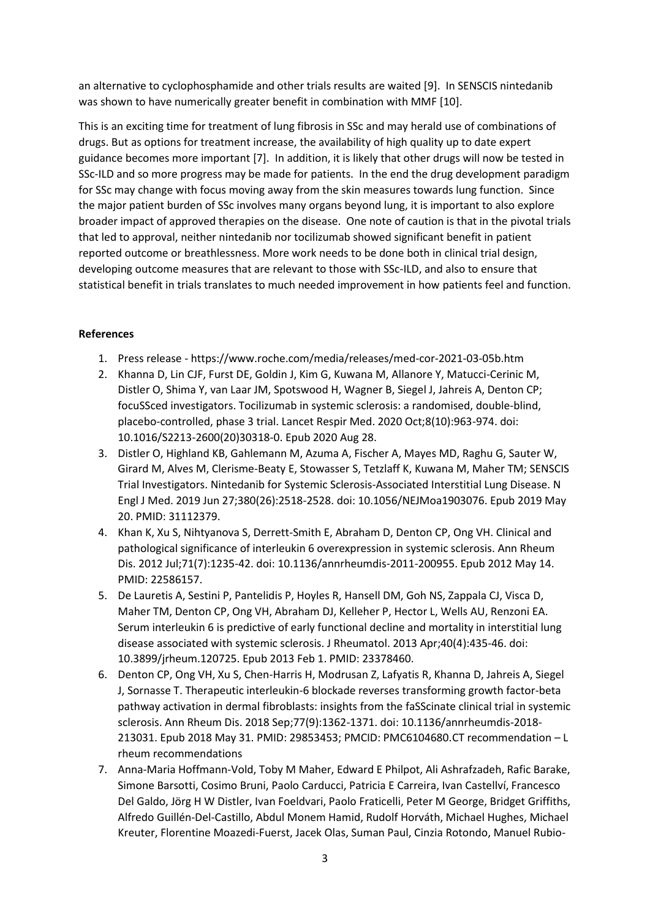an alternative to cyclophosphamide and other trials results are waited [9]. In SENSCIS nintedanib was shown to have numerically greater benefit in combination with MMF [10].

This is an exciting time for treatment of lung fibrosis in SSc and may herald use of combinations of drugs. But as options for treatment increase, the availability of high quality up to date expert guidance becomes more important [7]. In addition, it is likely that other drugs will now be tested in SSc-ILD and so more progress may be made for patients. In the end the drug development paradigm for SSc may change with focus moving away from the skin measures towards lung function. Since the major patient burden of SSc involves many organs beyond lung, it is important to also explore broader impact of approved therapies on the disease. One note of caution is that in the pivotal trials that led to approval, neither nintedanib nor tocilizumab showed significant benefit in patient reported outcome or breathlessness. More work needs to be done both in clinical trial design, developing outcome measures that are relevant to those with SSc-ILD, and also to ensure that statistical benefit in trials translates to much needed improvement in how patients feel and function.

**References**

1. Press release - https://www.roche.com/media/releases/med-cor-2021-03-05b.htm
2. Khanna D, Lin CJF, Furst DE, Goldin J, Kim G, Kuwana M, Allanore Y, Matucci-Cerinic M, Distler O, Shima Y, van Laar JM, Spotswood H, Wagner B, Siegel J, Jahreis A, Denton CP; focuSSced investigators. Tocilizumab in systemic sclerosis: a randomised, double-blind, placebo-controlled, phase 3 trial. Lancet Respir Med. 2020 Oct;8(10):963-974. doi: 10.1016/S2213-2600(20)30318-0. Epub 2020 Aug 28.
3. Distler O, Highland KB, Gahlemann M, Azuma A, Fischer A, Mayes MD, Raghu G, Sauter W, Girard M, Alves M, Clerisme-Beaty E, Stowasser S, Tetzlaff K, Kuwana M, Maher TM; SENSCIS Trial Investigators. Nintedanib for Systemic Sclerosis-Associated Interstitial Lung Disease. N Engl J Med. 2019 Jun 27;380(26):2518-2528. doi: 10.1056/NEJMoa1903076. Epub 2019 May 20. PMID: 31112379.
4. Khan K, Xu S, Nihtyanova S, Derrett-Smith E, Abraham D, Denton CP, Ong VH. Clinical and pathological significance of interleukin 6 overexpression in systemic sclerosis. Ann Rheum Dis. 2012 Jul;71(7):1235-42. doi: 10.1136/annrheumdis-2011-200955. Epub 2012 May 14. PMID: 22586157.
5. De Lauretis A, Sestini P, Pantelidis P, Hoyles R, Hansell DM, Goh NS, Zappala CJ, Visca D, Maher TM, Denton CP, Ong VH, Abraham DJ, Kelleher P, Hector L, Wells AU, Renzoni EA. Serum interleukin 6 is predictive of early functional decline and mortality in interstitial lung disease associated with systemic sclerosis. J Rheumatol. 2013 Apr;40(4):435-46. doi: 10.3899/jrheum.120725. Epub 2013 Feb 1. PMID: 23378460.
6. Denton CP, Ong VH, Xu S, Chen-Harris H, Modrusan Z, Lafyatis R, Khanna D, Jahreis A, Siegel J, Sornasse T. Therapeutic interleukin-6 blockade reverses transforming growth factor-beta pathway activation in dermal fibroblasts: insights from the faSScinate clinical trial in systemic sclerosis. Ann Rheum Dis. 2018 Sep;77(9):1362-1371. doi: 10.1136/annrheumdis-2018-213031. Epub 2018 May 31. PMID: 29853453; PMCID: PMC6104680.CT recommendation – L rheum recommendations
7. Anna-Maria Hoffmann-Vold, Toby M Maher, Edward E Philpot, Ali Ashrafzadeh, Rafic Barake, Simone Barsotti, Cosimo Bruni, Paolo Carducci, Patricia E Carreira, Ivan Castellví, Francesco Del Galdo, Jörg H W Distler, Ivan Foeldvari, Paolo Fraticelli, Peter M George, Bridget Griffiths, Alfredo Guillén-Del-Castillo, Abdul Monem Hamid, Rudolf Horváth, Michael Hughes, Michael Kreuter, Florentine Moazedi-Fuerst, Jacek Olas, Suman Paul, Cinzia Rotondo, Manuel Rubio-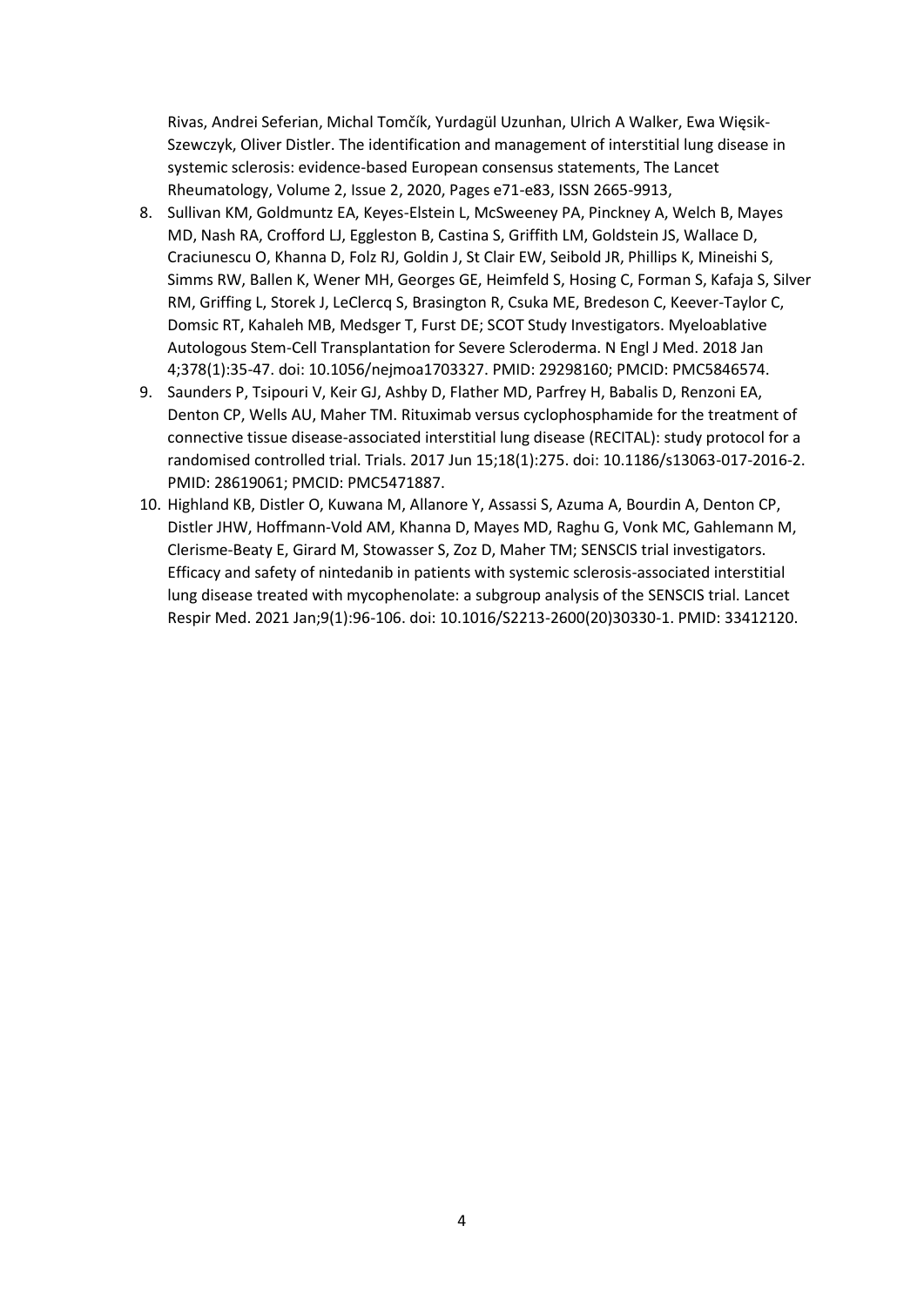Rivas, Andrei Seferian, Michal Tomčík, Yurdagül Uzunhan, Ulrich A Walker, Ewa Więsik-Szewczyk, Oliver Distler. The identification and management of interstitial lung disease in systemic sclerosis: evidence-based European consensus statements, The Lancet Rheumatology, Volume 2, Issue 2, 2020, Pages e71-e83, ISSN 2665-9913,

8. Sullivan KM, Goldmuntz EA, Keyes-Elstein L, McSweeney PA, Pinckney A, Welch B, Mayes MD, Nash RA, Crofford LJ, Eggleston B, Castina S, Griffith LM, Goldstein JS, Wallace D, Craciunescu O, Khanna D, Folz RJ, Goldin J, St Clair EW, Seibold JR, Phillips K, Mineishi S, Simms RW, Ballen K, Wener MH, Georges GE, Heimfeld S, Hosing C, Forman S, Kafaja S, Silver RM, Griffing L, Storek J, LeClercq S, Brasington R, Csuka ME, Bredeson C, Keever-Taylor C, Domsic RT, Kahaleh MB, Medsger T, Furst DE; SCOT Study Investigators. Myeloablative Autologous Stem-Cell Transplantation for Severe Scleroderma. N Engl J Med. 2018 Jan 4;378(1):35-47. doi: 10.1056/nejmoa1703327. PMID: 29298160; PMCID: PMC5846574.
9. Saunders P, Tsipouri V, Keir GJ, Ashby D, Flather MD, Parfrey H, Babalis D, Renzoni EA, Denton CP, Wells AU, Maher TM. Rituximab versus cyclophosphamide for the treatment of connective tissue disease-associated interstitial lung disease (RECITAL): study protocol for a randomised controlled trial. Trials. 2017 Jun 15;18(1):275. doi: 10.1186/s13063-017-2016-2. PMID: 28619061; PMCID: PMC5471887.
10. Highland KB, Distler O, Kuwana M, Allanore Y, Assassi S, Azuma A, Bourdin A, Denton CP, Distler JHW, Hoffmann-Vold AM, Khanna D, Mayes MD, Raghu G, Vonk MC, Gahlemann M, Clerisme-Beaty E, Girard M, Stowasser S, Zoz D, Maher TM; SENSCIS trial investigators. Efficacy and safety of nintedanib in patients with systemic sclerosis-associated interstitial lung disease treated with mycophenolate: a subgroup analysis of the SENSCIS trial. Lancet Respir Med. 2021 Jan;9(1):96-106. doi: 10.1016/S2213-2600(20)30330-1. PMID: 33412120.